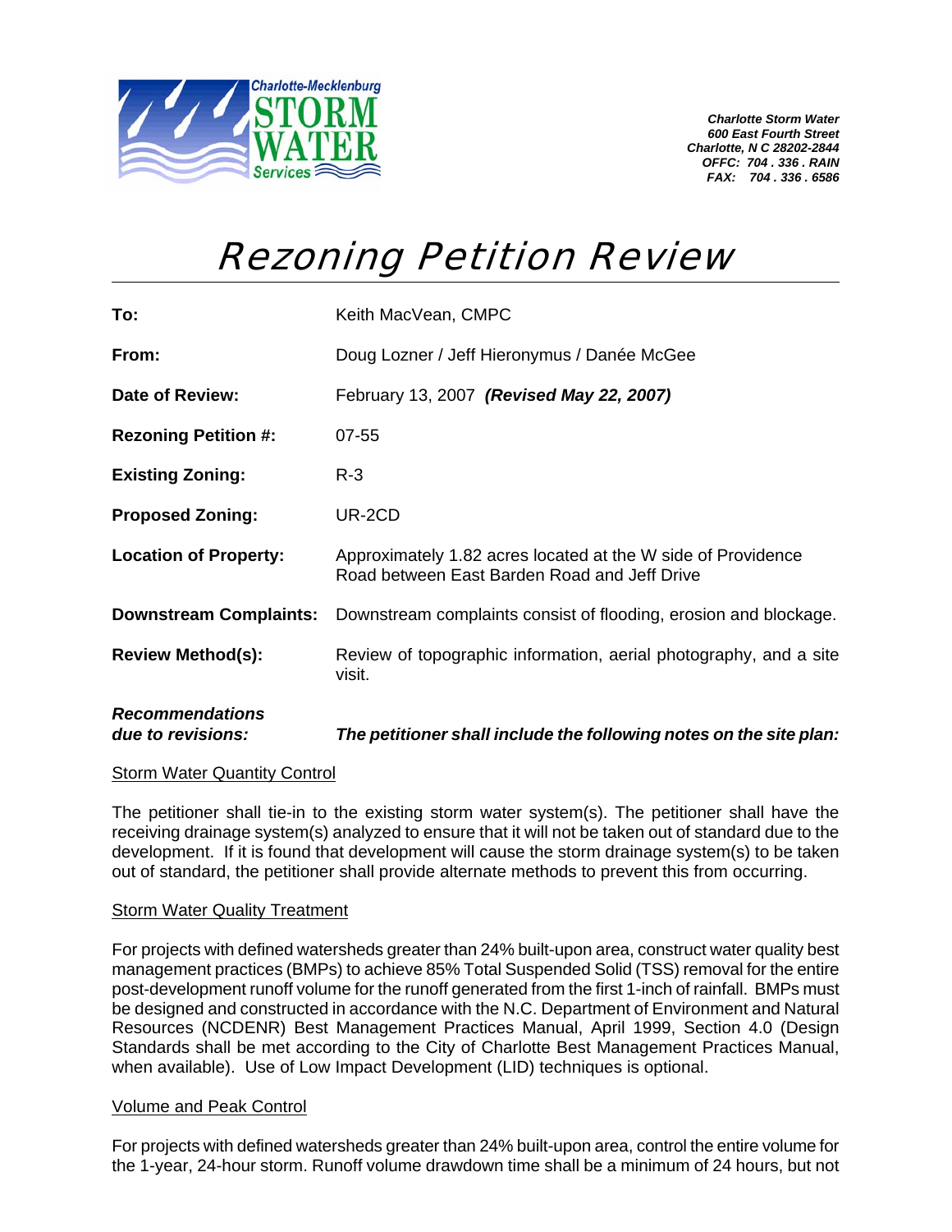Charlotte-Mecklenburg STORM WATER Services

***Charlotte Storm Water***
***600 East Fourth Street***
***Charlotte, N C 28202-2844***
***OFFC: 704 . 336 . RAIN***
***FAX: 704 . 336 . 6586***

# *Rezoning Petition Review*

| | |
|---|---|
| **To:** | Keith MacVean, CMPC |
| **From:** | Doug Lozner / Jeff Hieronymus / Danée McGee |
| **Date of Review:** | February 13, 2007 ***(Revised May 22, 2007)*** |
| **Rezoning Petition #:** | 07-55 |
| **Existing Zoning:** | R-3 |
| **Proposed Zoning:** | UR-2CD |
| **Location of Property:** | Approximately 1.82 acres located at the W side of Providence Road between East Barden Road and Jeff Drive |
| **Downstream Complaints:** | Downstream complaints consist of flooding, erosion and blockage. |
| **Review Method(s):** | Review of topographic information, aerial photography, and a site visit. |
| ***Recommendations due to revisions:*** | ***The petitioner shall include the following notes on the site plan:*** |

Storm Water Quantity Control

The petitioner shall tie-in to the existing storm water system(s). The petitioner shall have the receiving drainage system(s) analyzed to ensure that it will not be taken out of standard due to the development. If it is found that development will cause the storm drainage system(s) to be taken out of standard, the petitioner shall provide alternate methods to prevent this from occurring.

Storm Water Quality Treatment

For projects with defined watersheds greater than 24% built-upon area, construct water quality best management practices (BMPs) to achieve 85% Total Suspended Solid (TSS) removal for the entire post-development runoff volume for the runoff generated from the first 1-inch of rainfall. BMPs must be designed and constructed in accordance with the N.C. Department of Environment and Natural Resources (NCDENR) Best Management Practices Manual, April 1999, Section 4.0 (Design Standards shall be met according to the City of Charlotte Best Management Practices Manual, when available). Use of Low Impact Development (LID) techniques is optional.

Volume and Peak Control

For projects with defined watersheds greater than 24% built-upon area, control the entire volume for the 1-year, 24-hour storm. Runoff volume drawdown time shall be a minimum of 24 hours, but not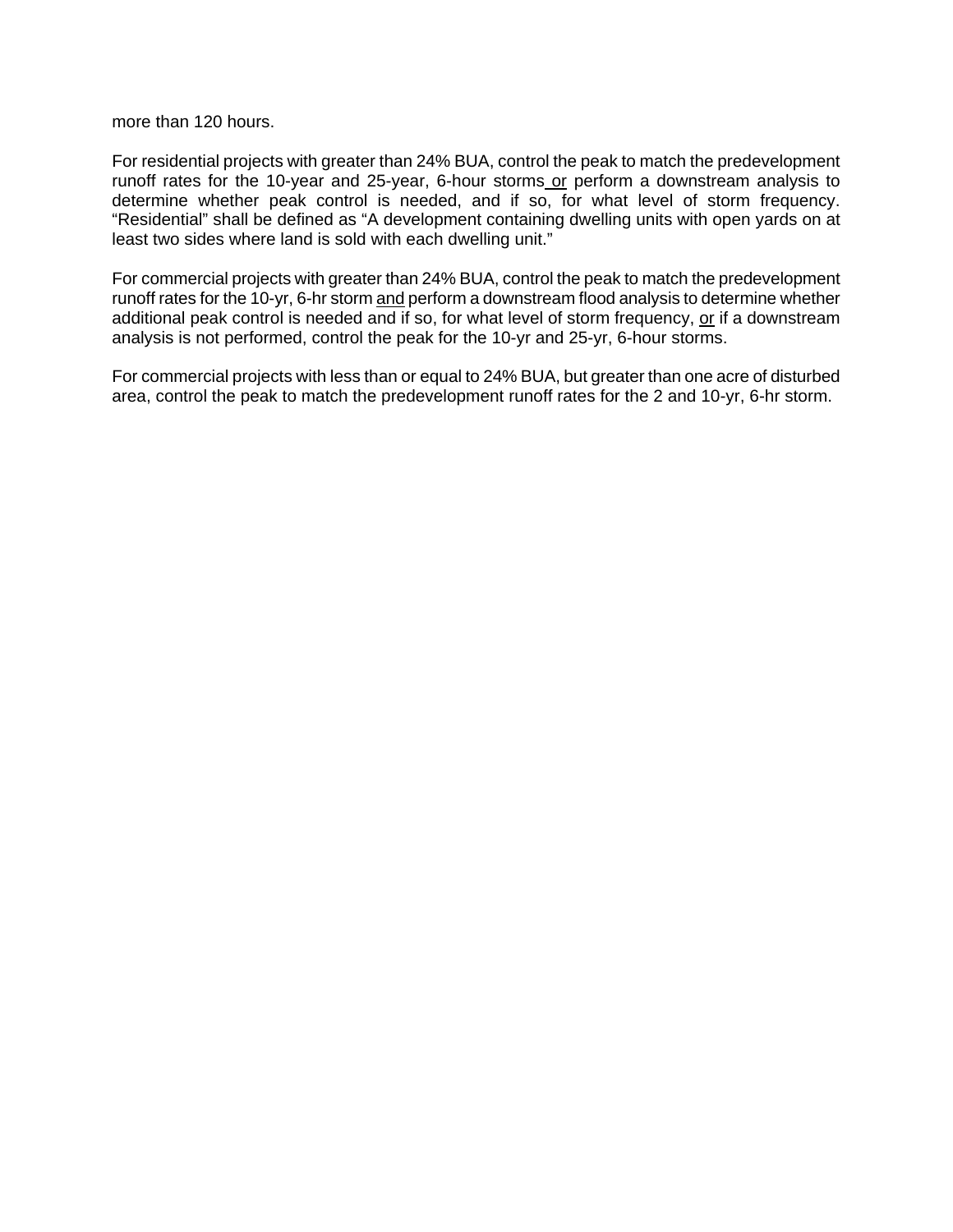more than 120 hours.

For residential projects with greater than 24% BUA, control the peak to match the predevelopment runoff rates for the 10-year and 25-year, 6-hour storms <u>or</u> perform a downstream analysis to determine whether peak control is needed, and if so, for what level of storm frequency. “Residential” shall be defined as “A development containing dwelling units with open yards on at least two sides where land is sold with each dwelling unit.”

For commercial projects with greater than 24% BUA, control the peak to match the predevelopment runoff rates for the 10-yr, 6-hr storm <u>and</u> perform a downstream flood analysis to determine whether additional peak control is needed and if so, for what level of storm frequency, <u>or</u> if a downstream analysis is not performed, control the peak for the 10-yr and 25-yr, 6-hour storms.

For commercial projects with less than or equal to 24% BUA, but greater than one acre of disturbed area, control the peak to match the predevelopment runoff rates for the 2 and 10-yr, 6-hr storm.